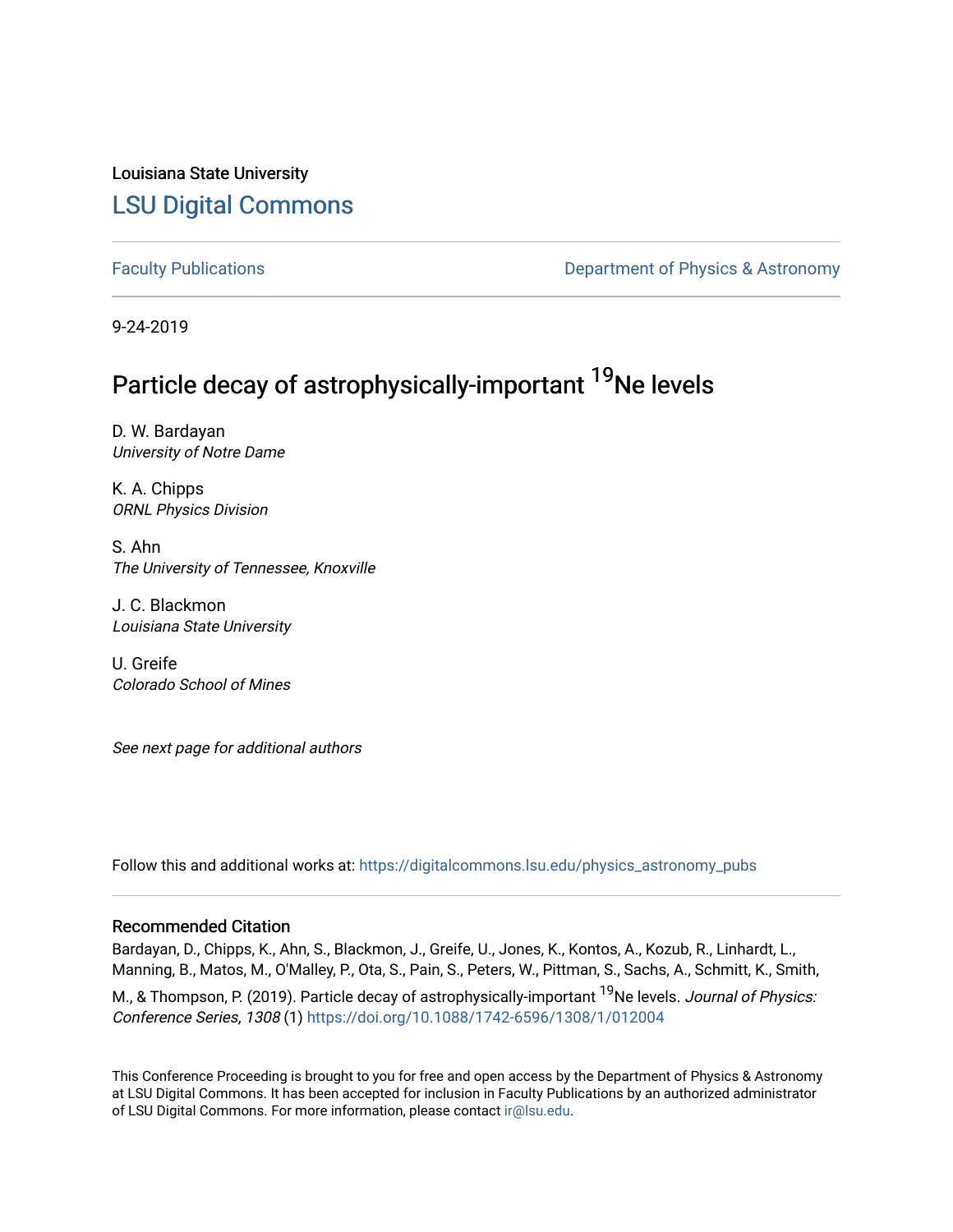Louisiana State University

# LSU Digital Commons

Faculty Publications

Department of Physics & Astronomy

9-24-2019

## Particle decay of astrophysically-important $^{19}$Ne levels

D. W. Bardayan
*University of Notre Dame*

K. A. Chipps
*ORNL Physics Division*

S. Ahn
*The University of Tennessee, Knoxville*

J. C. Blackmon
*Louisiana State University*

U. Greife
*Colorado School of Mines*

*See next page for additional authors*

Follow this and additional works at: https://digitalcommons.lsu.edu/physics_astronomy_pubs

### Recommended Citation

Bardayan, D., Chipps, K., Ahn, S., Blackmon, J., Greife, U., Jones, K., Kontos, A., Kozub, R., Linhardt, L., Manning, B., Matos, M., O'Malley, P., Ota, S., Pain, S., Peters, W., Pittman, S., Sachs, A., Schmitt, K., Smith, M., & Thompson, P. (2019). Particle decay of astrophysically-important $^{19}$Ne levels. *Journal of Physics: Conference Series, 1308* (1) https://doi.org/10.1088/1742-6596/1308/1/012004

This Conference Proceeding is brought to you for free and open access by the Department of Physics & Astronomy at LSU Digital Commons. It has been accepted for inclusion in Faculty Publications by an authorized administrator of LSU Digital Commons. For more information, please contact ir@lsu.edu.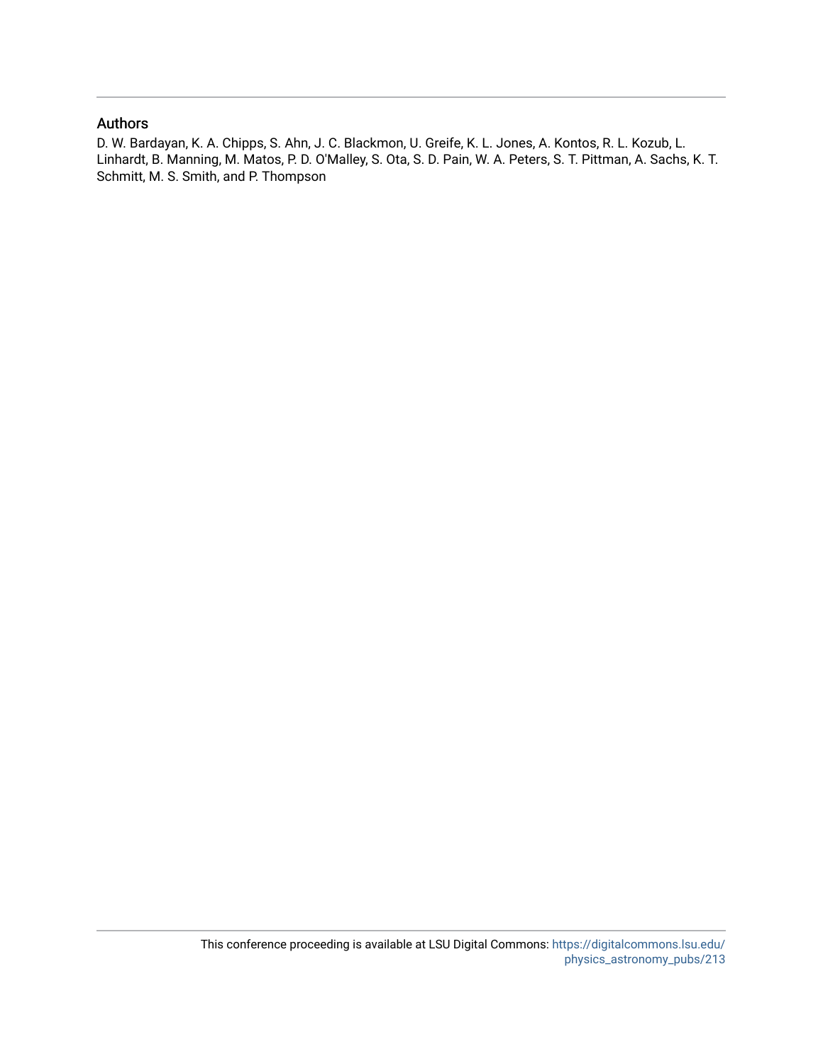## Authors

D. W. Bardayan, K. A. Chipps, S. Ahn, J. C. Blackmon, U. Greife, K. L. Jones, A. Kontos, R. L. Kozub, L. Linhardt, B. Manning, M. Matos, P. D. O'Malley, S. Ota, S. D. Pain, W. A. Peters, S. T. Pittman, A. Sachs, K. T. Schmitt, M. S. Smith, and P. Thompson

This conference proceeding is available at LSU Digital Commons: https://digitalcommons.lsu.edu/physics_astronomy_pubs/213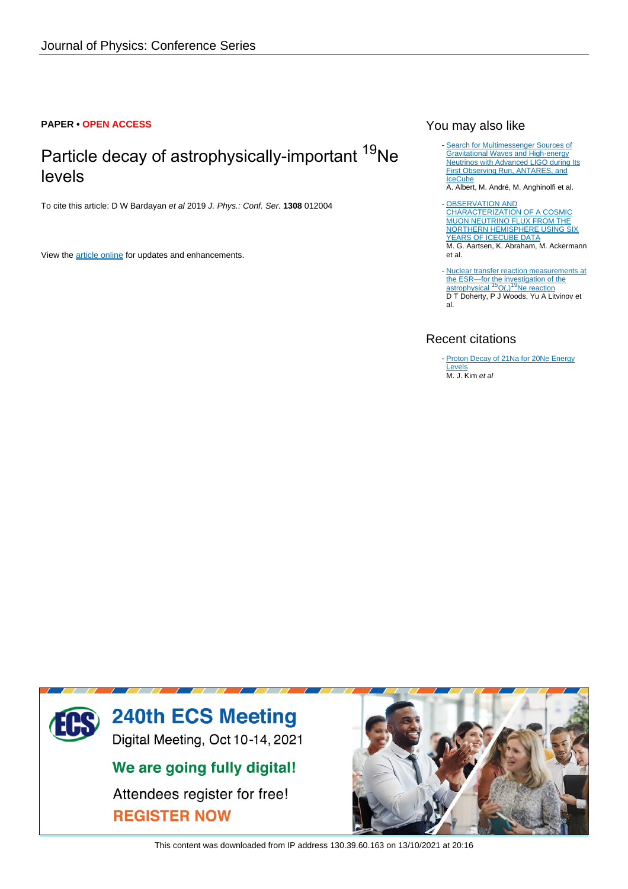Journal of Physics: Conference Series

**PAPER • OPEN ACCESS**

# Particle decay of astrophysically-important $^{19}$Ne levels

To cite this article: D W Bardayan *et al* 2019 *J. Phys.: Conf. Ser.* **1308** 012004

View the article online for updates and enhancements.

## You may also like

- Search for Multimessenger Sources of Gravitational Waves and High-energy Neutrinos with Advanced LIGO during Its First Observing Run, ANTARES, and IceCube
  A. Albert, M. André, M. Anghinolfi et al.

- OBSERVATION AND CHARACTERIZATION OF A COSMIC MUON NEUTRINO FLUX FROM THE NORTHERN HEMISPHERE USING SIX YEARS OF ICECUBE DATA
  M. G. Aartsen, K. Abraham, M. Ackermann et al.

- Nuclear transfer reaction measurements at the ESR—for the investigation of the astrophysical $^{15}$O(,)$^{19}$Ne reaction
  D T Doherty, P J Woods, Yu A Litvinov et al.

## Recent citations

- Proton Decay of 21Na for 20Ne Energy Levels
  M. J. Kim *et al*

This content was downloaded from IP address 130.39.60.163 on 13/10/2021 at 20:16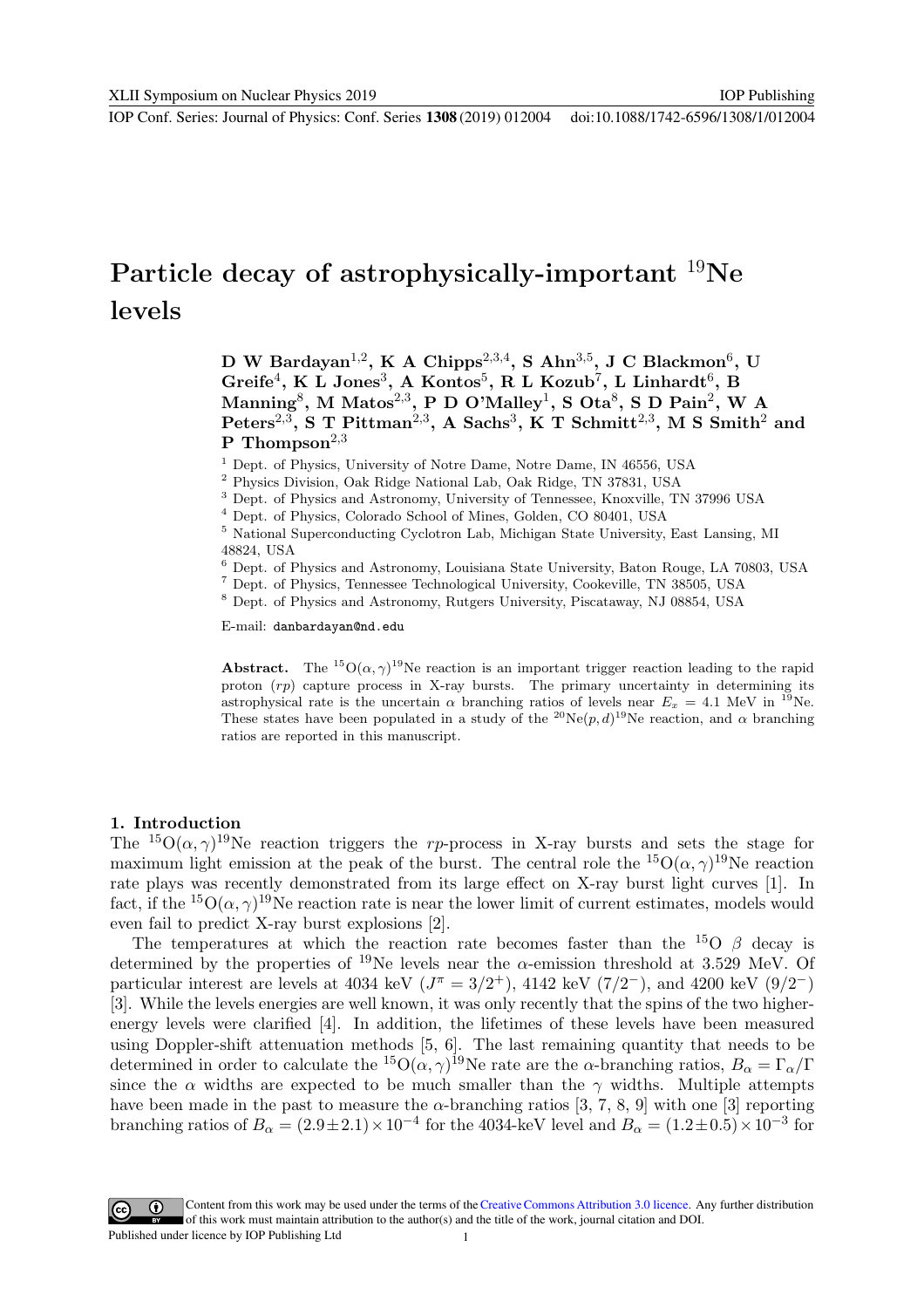# Particle decay of astrophysically-important $^{19}$Ne levels

**D W Bardayan[1,2], K A Chipps[2,3,4], S Ahn[3,5], J C Blackmon[6], U Greife[4], K L Jones[3], A Kontos[5], R L Kozub[7], L Linhardt[6], B Manning[8], M Matos[2,3], P D O'Malley[1], S Ota[8], S D Pain[2], W A Peters[2,3], S T Pittman[2,3], A Sachs[3], K T Schmitt[2,3], M S Smith[2] and P Thompson[2,3]**

[1] Dept. of Physics, University of Notre Dame, Notre Dame, IN 46556, USA
[2] Physics Division, Oak Ridge National Lab, Oak Ridge, TN 37831, USA
[3] Dept. of Physics and Astronomy, University of Tennessee, Knoxville, TN 37996 USA
[4] Dept. of Physics, Colorado School of Mines, Golden, CO 80401, USA
[5] National Superconducting Cyclotron Lab, Michigan State University, East Lansing, MI 48824, USA
[6] Dept. of Physics and Astronomy, Louisiana State University, Baton Rouge, LA 70803, USA
[7] Dept. of Physics, Tennessee Technological University, Cookeville, TN 38505, USA
[8] Dept. of Physics and Astronomy, Rutgers University, Piscataway, NJ 08854, USA

E-mail: danbardayan@nd.edu

**Abstract.** The $^{15}$O$(\alpha,\gamma)^{19}$Ne reaction is an important trigger reaction leading to the rapid proton ($rp$) capture process in X-ray bursts. The primary uncertainty in determining its astrophysical rate is the uncertain $\alpha$ branching ratios of levels near $E_x = 4.1$ MeV in $^{19}$Ne. These states have been populated in a study of the $^{20}$Ne$(p,d)^{19}$Ne reaction, and $\alpha$ branching ratios are reported in this manuscript.

## 1. Introduction

The $^{15}$O$(\alpha,\gamma)^{19}$Ne reaction triggers the $rp$-process in X-ray bursts and sets the stage for maximum light emission at the peak of the burst. The central role the $^{15}$O$(\alpha,\gamma)^{19}$Ne reaction rate plays was recently demonstrated from its large effect on X-ray burst light curves [1]. In fact, if the $^{15}$O$(\alpha,\gamma)^{19}$Ne reaction rate is near the lower limit of current estimates, models would even fail to predict X-ray burst explosions [2].

The temperatures at which the reaction rate becomes faster than the $^{15}$O $\beta$ decay is determined by the properties of $^{19}$Ne levels near the $\alpha$-emission threshold at 3.529 MeV. Of particular interest are levels at 4034 keV ($J^\pi = 3/2^+$), 4142 keV ($7/2^-$), and 4200 keV ($9/2^-$) [3]. While the levels energies are well known, it was only recently that the spins of the two higher-energy levels were clarified [4]. In addition, the lifetimes of these levels have been measured using Doppler-shift attenuation methods [5, 6]. The last remaining quantity that needs to be determined in order to calculate the $^{15}$O$(\alpha,\gamma)^{19}$Ne rate are the $\alpha$-branching ratios, $B_\alpha = \Gamma_\alpha/\Gamma$ since the $\alpha$ widths are expected to be much smaller than the $\gamma$ widths. Multiple attempts have been made in the past to measure the $\alpha$-branching ratios [3, 7, 8, 9] with one [3] reporting branching ratios of $B_\alpha = (2.9 \pm 2.1) \times 10^{-4}$ for the 4034-keV level and $B_\alpha = (1.2 \pm 0.5) \times 10^{-3}$ for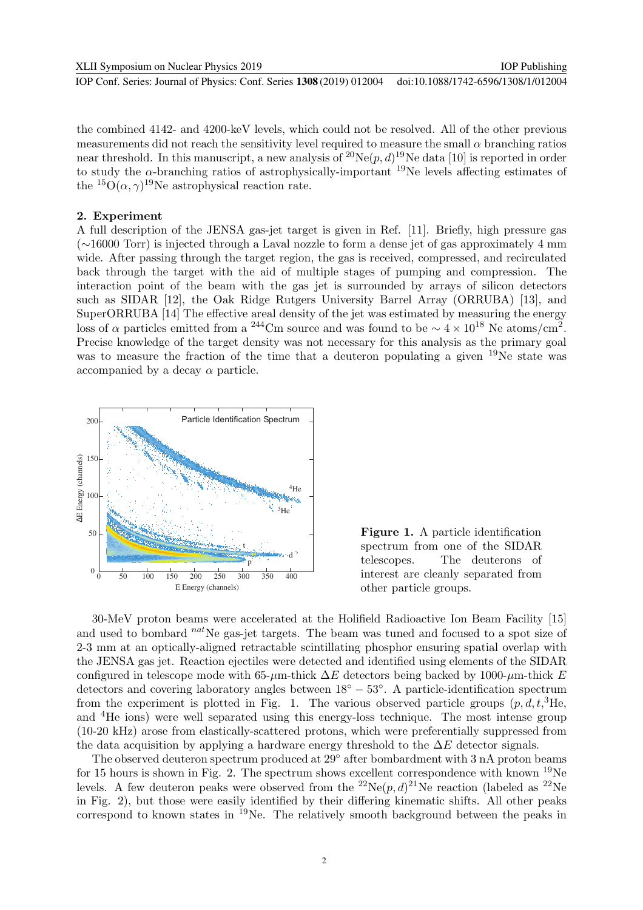the combined 4142- and 4200-keV levels, which could not be resolved. All of the other previous measurements did not reach the sensitivity level required to measure the small $\alpha$ branching ratios near threshold. In this manuscript, a new analysis of $^{20}$Ne$(p,d)^{19}$Ne data [10] is reported in order to study the $\alpha$-branching ratios of astrophysically-important $^{19}$Ne levels affecting estimates of the $^{15}$O$(\alpha,\gamma)^{19}$Ne astrophysical reaction rate.

## 2. Experiment

A full description of the JENSA gas-jet target is given in Ref. [11]. Briefly, high pressure gas (~16000 Torr) is injected through a Laval nozzle to form a dense jet of gas approximately 4 mm wide. After passing through the target region, the gas is received, compressed, and recirculated back through the target with the aid of multiple stages of pumping and compression. The interaction point of the beam with the gas jet is surrounded by arrays of silicon detectors such as SIDAR [12], the Oak Ridge Rutgers University Barrel Array (ORRUBA) [13], and SuperORRUBA [14] The effective areal density of the jet was estimated by measuring the energy loss of $\alpha$ particles emitted from a $^{244}$Cm source and was found to be $\sim 4 \times 10^{18}$ Ne atoms/cm$^2$. Precise knowledge of the target density was not necessary for this analysis as the primary goal was to measure the fraction of the time that a deuteron populating a given $^{19}$Ne state was accompanied by a decay $\alpha$ particle.

**Figure 1.** A particle identification spectrum from one of the SIDAR telescopes. The deuterons of interest are cleanly separated from other particle groups.

30-MeV proton beams were accelerated at the Holifield Radioactive Ion Beam Facility [15] and used to bombard $^{nat}$Ne gas-jet targets. The beam was tuned and focused to a spot size of 2-3 mm at an optically-aligned retractable scintillating phosphor ensuring spatial overlap with the JENSA gas jet. Reaction ejectiles were detected and identified using elements of the SIDAR configured in telescope mode with 65-$\mu$m-thick $\Delta E$ detectors being backed by 1000-$\mu$m-thick $E$ detectors and covering laboratory angles between $18^\circ - 53^\circ$. A particle-identification spectrum from the experiment is plotted in Fig. 1. The various observed particle groups ($p, d, t, ^3$He, and $^4$He ions) were well separated using this energy-loss technique. The most intense group (10-20 kHz) arose from elastically-scattered protons, which were preferentially suppressed from the data acquisition by applying a hardware energy threshold to the $\Delta E$ detector signals.

The observed deuteron spectrum produced at 29° after bombardment with 3 nA proton beams for 15 hours is shown in Fig. 2. The spectrum shows excellent correspondence with known $^{19}$Ne levels. A few deuteron peaks were observed from the $^{22}$Ne$(p,d)^{21}$Ne reaction (labeled as $^{22}$Ne in Fig. 2), but those were easily identified by their differing kinematic shifts. All other peaks correspond to known states in $^{19}$Ne. The relatively smooth background between the peaks in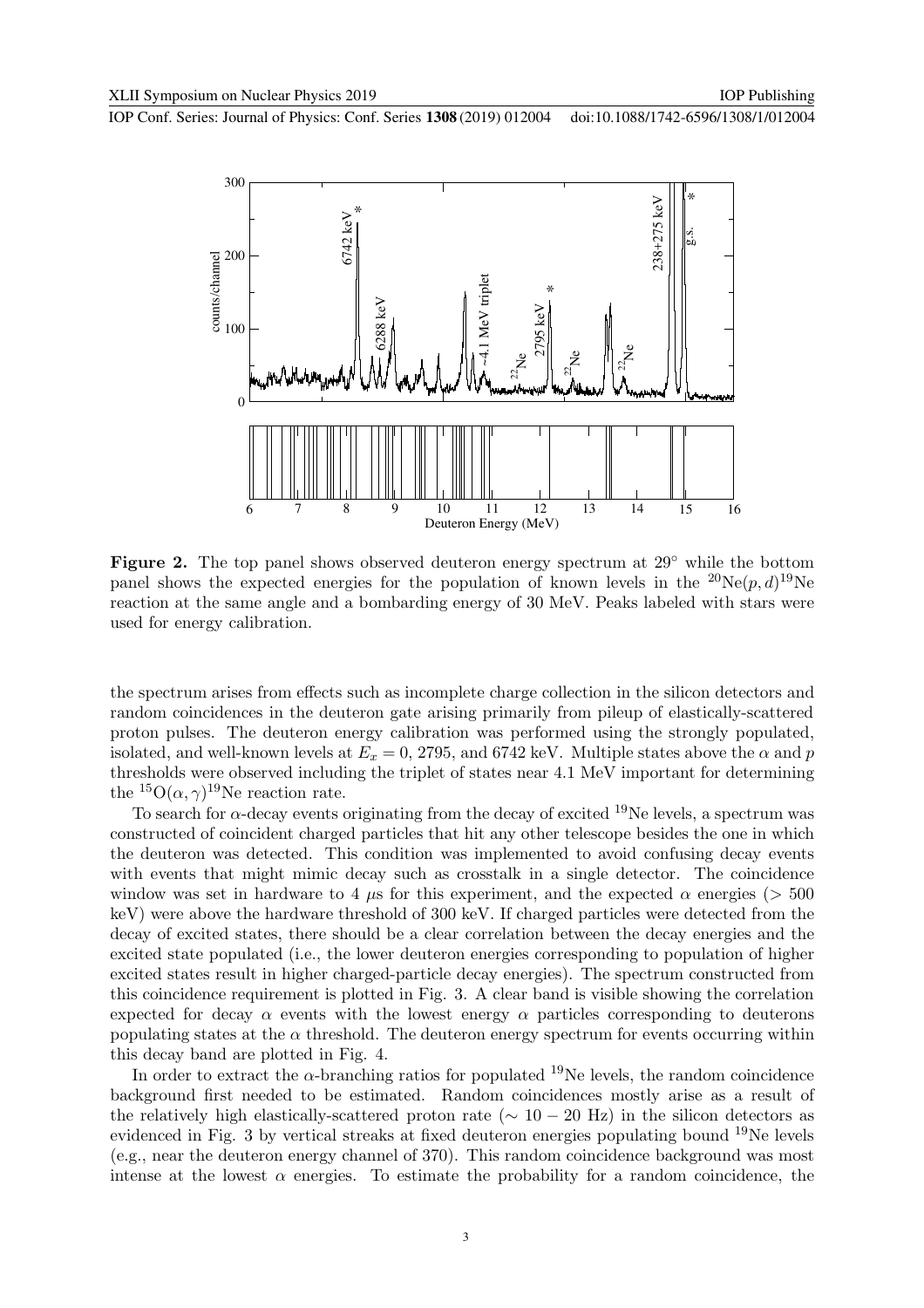**Figure 2.** The top panel shows observed deuteron energy spectrum at 29° while the bottom panel shows the expected energies for the population of known levels in the $^{20}$Ne$(p,d)^{19}$Ne reaction at the same angle and a bombarding energy of 30 MeV. Peaks labeled with stars were used for energy calibration.

the spectrum arises from effects such as incomplete charge collection in the silicon detectors and random coincidences in the deuteron gate arising primarily from pileup of elastically-scattered proton pulses. The deuteron energy calibration was performed using the strongly populated, isolated, and well-known levels at $E_x = 0$, 2795, and 6742 keV. Multiple states above the $\alpha$ and $p$ thresholds were observed including the triplet of states near 4.1 MeV important for determining the $^{15}$O$(\alpha,\gamma)^{19}$Ne reaction rate.

To search for $\alpha$-decay events originating from the decay of excited $^{19}$Ne levels, a spectrum was constructed of coincident charged particles that hit any other telescope besides the one in which the deuteron was detected. This condition was implemented to avoid confusing decay events with events that might mimic decay such as crosstalk in a single detector. The coincidence window was set in hardware to 4 $\mu$s for this experiment, and the expected $\alpha$ energies ($> 500$ keV) were above the hardware threshold of 300 keV. If charged particles were detected from the decay of excited states, there should be a clear correlation between the decay energies and the excited state populated (i.e., the lower deuteron energies corresponding to population of higher excited states result in higher charged-particle decay energies). The spectrum constructed from this coincidence requirement is plotted in Fig. 3. A clear band is visible showing the correlation expected for decay $\alpha$ events with the lowest energy $\alpha$ particles corresponding to deuterons populating states at the $\alpha$ threshold. The deuteron energy spectrum for events occurring within this decay band are plotted in Fig. 4.

In order to extract the $\alpha$-branching ratios for populated $^{19}$Ne levels, the random coincidence background first needed to be estimated. Random coincidences mostly arise as a result of the relatively high elastically-scattered proton rate ($\sim 10-20$ Hz) in the silicon detectors as evidenced in Fig. 3 by vertical streaks at fixed deuteron energies populating bound $^{19}$Ne levels (e.g., near the deuteron energy channel of 370). This random coincidence background was most intense at the lowest $\alpha$ energies. To estimate the probability for a random coincidence, the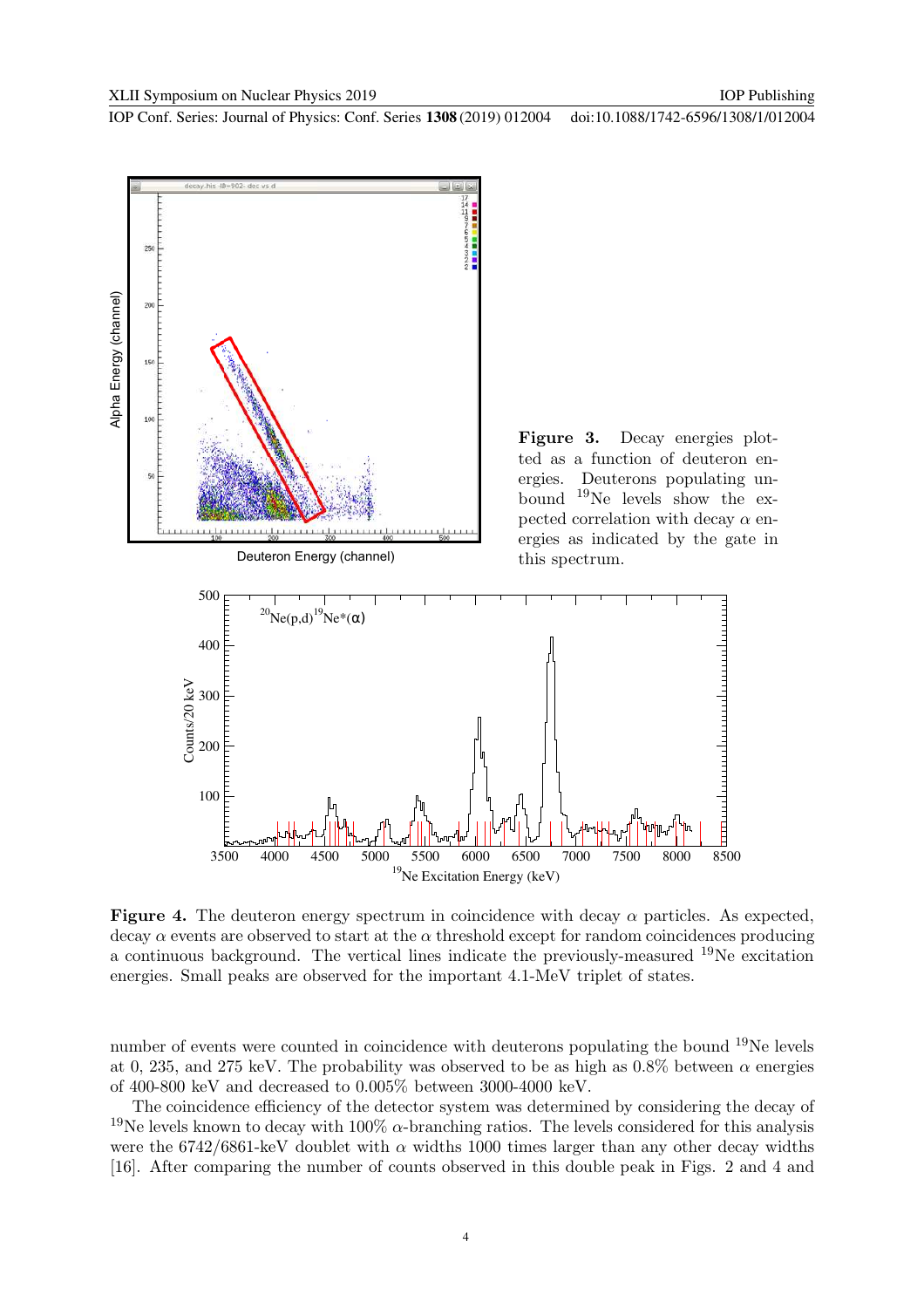**Figure 3.** Decay energies plotted as a function of deuteron energies. Deuterons populating unbound $^{19}$Ne levels show the expected correlation with decay $\alpha$ energies as indicated by the gate in this spectrum.

**Figure 4.** The deuteron energy spectrum in coincidence with decay $\alpha$ particles. As expected, decay $\alpha$ events are observed to start at the $\alpha$ threshold except for random coincidences producing a continuous background. The vertical lines indicate the previously-measured $^{19}$Ne excitation energies. Small peaks are observed for the important 4.1-MeV triplet of states.

number of events were counted in coincidence with deuterons populating the bound $^{19}$Ne levels at 0, 235, and 275 keV. The probability was observed to be as high as 0.8% between $\alpha$ energies of 400-800 keV and decreased to 0.005% between 3000-4000 keV.

The coincidence efficiency of the detector system was determined by considering the decay of $^{19}$Ne levels known to decay with 100% $\alpha$-branching ratios. The levels considered for this analysis were the 6742/6861-keV doublet with $\alpha$ widths 1000 times larger than any other decay widths [16]. After comparing the number of counts observed in this double peak in Figs. 2 and 4 and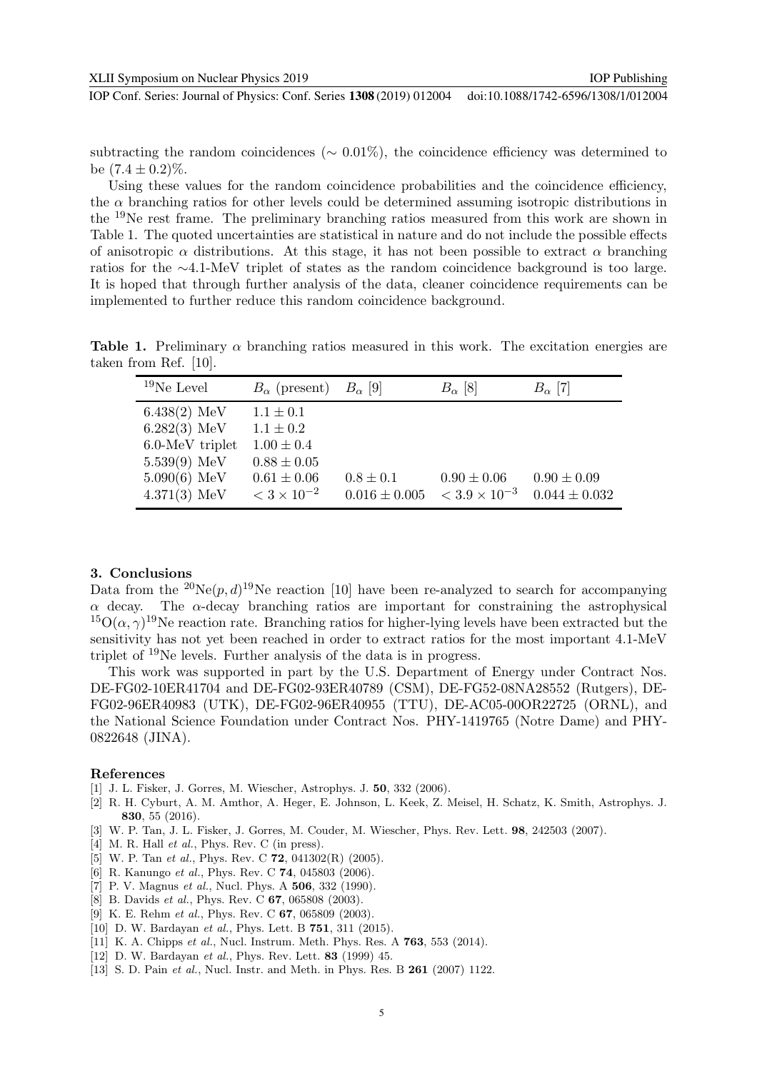subtracting the random coincidences ($\sim 0.01\%$), the coincidence efficiency was determined to be $(7.4 \pm 0.2)\%$.

Using these values for the random coincidence probabilities and the coincidence efficiency, the $\alpha$ branching ratios for other levels could be determined assuming isotropic distributions in the $^{19}$Ne rest frame. The preliminary branching ratios measured from this work are shown in Table 1. The quoted uncertainties are statistical in nature and do not include the possible effects of anisotropic $\alpha$ distributions. At this stage, it has not been possible to extract $\alpha$ branching ratios for the $\sim$4.1-MeV triplet of states as the random coincidence background is too large. It is hoped that through further analysis of the data, cleaner coincidence requirements can be implemented to further reduce this random coincidence background.

**Table 1.** Preliminary $\alpha$ branching ratios measured in this work. The excitation energies are taken from Ref. [10].

| $^{19}$Ne Level | $B_\alpha$ (present) | $B_\alpha$ [9] | $B_\alpha$ [8] | $B_\alpha$ [7] |
|---|---|---|---|---|
| 6.438(2) MeV | $1.1 \pm 0.1$ | | | |
| 6.282(3) MeV | $1.1 \pm 0.2$ | | | |
| 6.0-MeV triplet | $1.00 \pm 0.4$ | | | |
| 5.539(9) MeV | $0.88 \pm 0.05$ | | | |
| 5.090(6) MeV | $0.61 \pm 0.06$ | $0.8 \pm 0.1$ | $0.90 \pm 0.06$ | $0.90 \pm 0.09$ |
| 4.371(3) MeV | $< 3 \times 10^{-2}$ | $0.016 \pm 0.005$ | $< 3.9 \times 10^{-3}$ | $0.044 \pm 0.032$ |

## 3. Conclusions

Data from the $^{20}$Ne$(p,d)^{19}$Ne reaction [10] have been re-analyzed to search for accompanying $\alpha$ decay. The $\alpha$-decay branching ratios are important for constraining the astrophysical $^{15}$O$(\alpha,\gamma)^{19}$Ne reaction rate. Branching ratios for higher-lying levels have been extracted but the sensitivity has not yet been reached in order to extract ratios for the most important 4.1-MeV triplet of $^{19}$Ne levels. Further analysis of the data is in progress.

This work was supported in part by the U.S. Department of Energy under Contract Nos. DE-FG02-10ER41704 and DE-FG02-93ER40789 (CSM), DE-FG52-08NA28552 (Rutgers), DE-FG02-96ER40983 (UTK), DE-FG02-96ER40955 (TTU), DE-AC05-00OR22725 (ORNL), and the National Science Foundation under Contract Nos. PHY-1419765 (Notre Dame) and PHY-0822648 (JINA).

## References

[1] J. L. Fisker, J. Gorres, M. Wiescher, Astrophys. J. **50**, 332 (2006).
[2] R. H. Cyburt, A. M. Amthor, A. Heger, E. Johnson, L. Keek, Z. Meisel, H. Schatz, K. Smith, Astrophys. J. **830**, 55 (2016).
[3] W. P. Tan, J. L. Fisker, J. Gorres, M. Couder, M. Wiescher, Phys. Rev. Lett. **98**, 242503 (2007).
[4] M. R. Hall *et al.*, Phys. Rev. C (in press).
[5] W. P. Tan *et al.*, Phys. Rev. C **72**, 041302(R) (2005).
[6] R. Kanungo *et al.*, Phys. Rev. C **74**, 045803 (2006).
[7] P. V. Magnus *et al.*, Nucl. Phys. A **506**, 332 (1990).
[8] B. Davids *et al.*, Phys. Rev. C **67**, 065808 (2003).
[9] K. E. Rehm *et al.*, Phys. Rev. C **67**, 065809 (2003).
[10] D. W. Bardayan *et al.*, Phys. Lett. B **751**, 311 (2015).
[11] K. A. Chipps *et al.*, Nucl. Instrum. Meth. Phys. Res. A **763**, 553 (2014).
[12] D. W. Bardayan *et al.*, Phys. Rev. Lett. **83** (1999) 45.
[13] S. D. Pain *et al.*, Nucl. Instr. and Meth. in Phys. Res. B **261** (2007) 1122.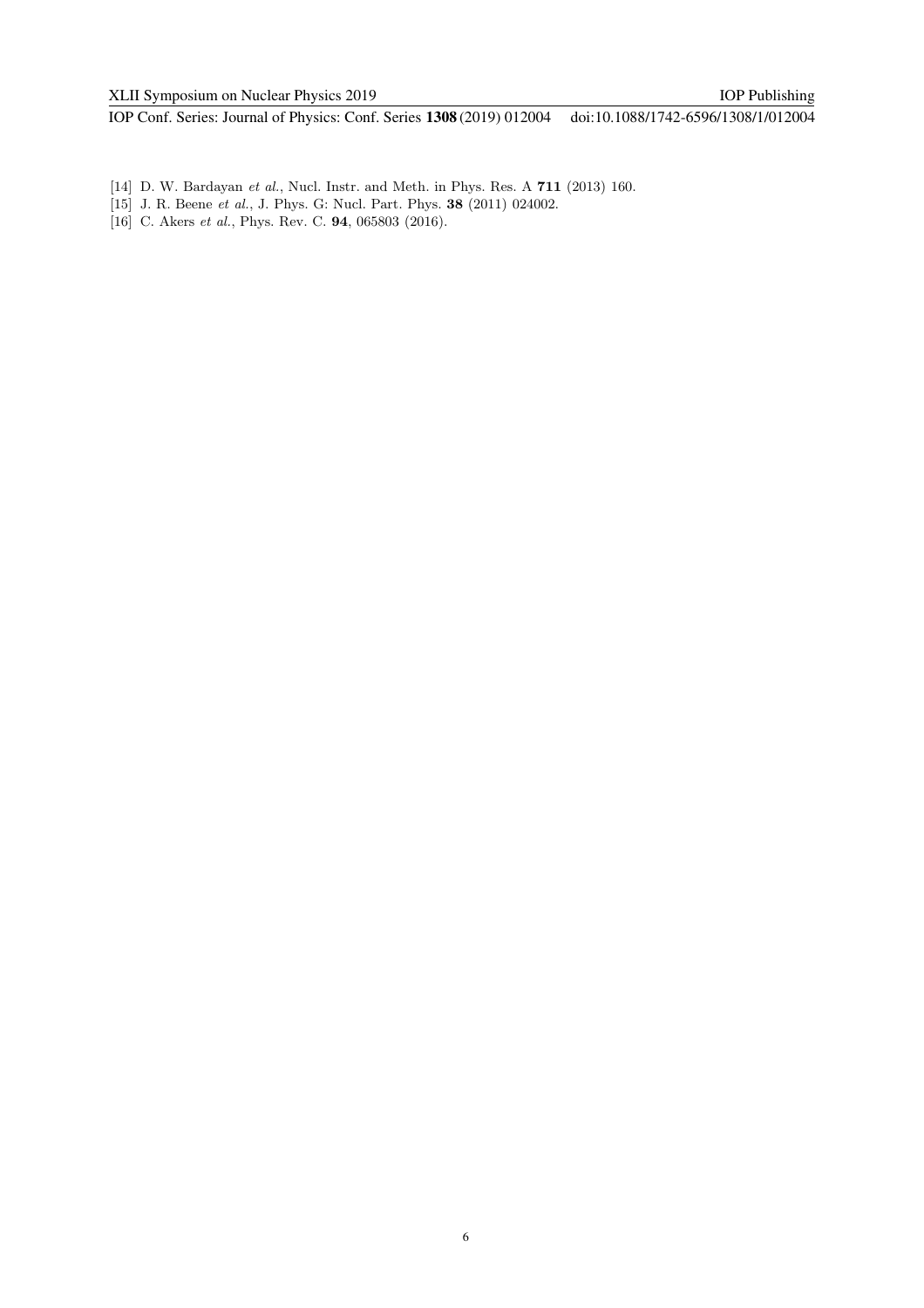[14] D. W. Bardayan *et al.*, Nucl. Instr. and Meth. in Phys. Res. A **711** (2013) 160.

[15] J. R. Beene *et al.*, J. Phys. G: Nucl. Part. Phys. **38** (2011) 024002.

[16] C. Akers *et al.*, Phys. Rev. C. **94**, 065803 (2016).